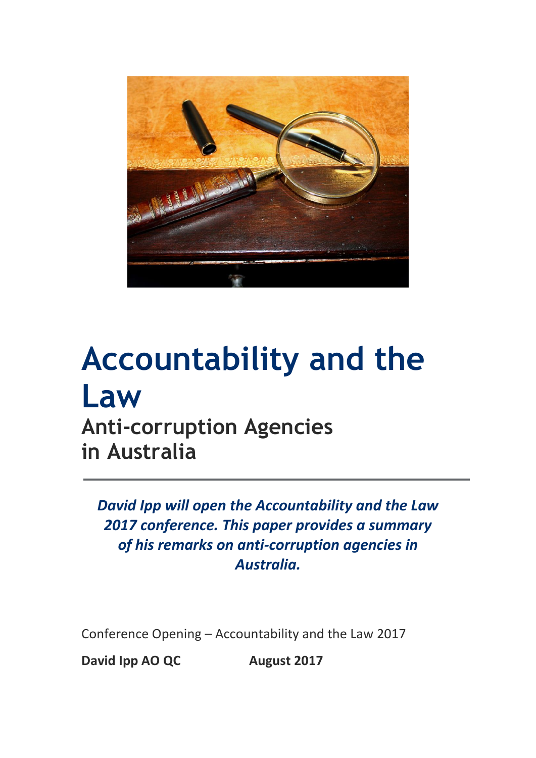# Accountability and the Law

## Anti-corruption Agencies in Australia

---

***David Ipp will open the Accountability and the Law 2017 conference. This paper provides a summary of his remarks on anti-corruption agencies in Australia.***

Conference Opening – Accountability and the Law 2017

**David Ipp AO QC** **August 2017**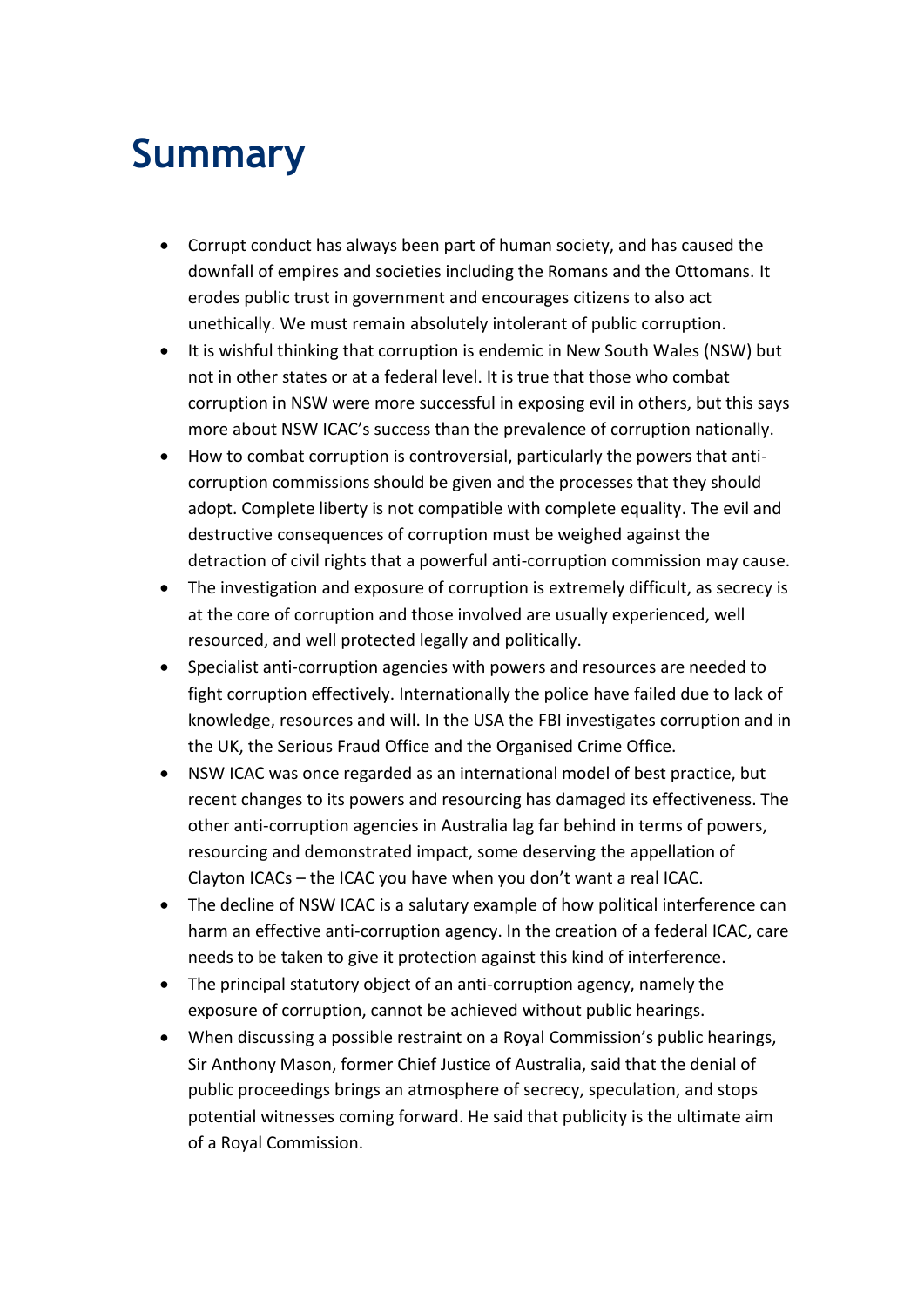# Summary

- Corrupt conduct has always been part of human society, and has caused the downfall of empires and societies including the Romans and the Ottomans. It erodes public trust in government and encourages citizens to also act unethically. We must remain absolutely intolerant of public corruption.
- It is wishful thinking that corruption is endemic in New South Wales (NSW) but not in other states or at a federal level. It is true that those who combat corruption in NSW were more successful in exposing evil in others, but this says more about NSW ICAC's success than the prevalence of corruption nationally.
- How to combat corruption is controversial, particularly the powers that anti-corruption commissions should be given and the processes that they should adopt. Complete liberty is not compatible with complete equality. The evil and destructive consequences of corruption must be weighed against the detraction of civil rights that a powerful anti-corruption commission may cause.
- The investigation and exposure of corruption is extremely difficult, as secrecy is at the core of corruption and those involved are usually experienced, well resourced, and well protected legally and politically.
- Specialist anti-corruption agencies with powers and resources are needed to fight corruption effectively. Internationally the police have failed due to lack of knowledge, resources and will. In the USA the FBI investigates corruption and in the UK, the Serious Fraud Office and the Organised Crime Office.
- NSW ICAC was once regarded as an international model of best practice, but recent changes to its powers and resourcing has damaged its effectiveness. The other anti-corruption agencies in Australia lag far behind in terms of powers, resourcing and demonstrated impact, some deserving the appellation of Clayton ICACs – the ICAC you have when you don't want a real ICAC.
- The decline of NSW ICAC is a salutary example of how political interference can harm an effective anti-corruption agency. In the creation of a federal ICAC, care needs to be taken to give it protection against this kind of interference.
- The principal statutory object of an anti-corruption agency, namely the exposure of corruption, cannot be achieved without public hearings.
- When discussing a possible restraint on a Royal Commission's public hearings, Sir Anthony Mason, former Chief Justice of Australia, said that the denial of public proceedings brings an atmosphere of secrecy, speculation, and stops potential witnesses coming forward. He said that publicity is the ultimate aim of a Royal Commission.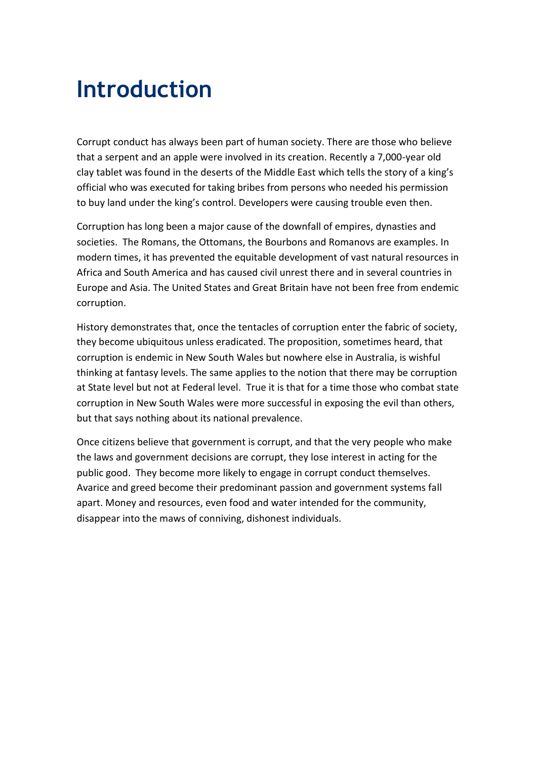# Introduction

Corrupt conduct has always been part of human society. There are those who believe that a serpent and an apple were involved in its creation. Recently a 7,000-year old clay tablet was found in the deserts of the Middle East which tells the story of a king's official who was executed for taking bribes from persons who needed his permission to buy land under the king's control. Developers were causing trouble even then.

Corruption has long been a major cause of the downfall of empires, dynasties and societies. The Romans, the Ottomans, the Bourbons and Romanovs are examples. In modern times, it has prevented the equitable development of vast natural resources in Africa and South America and has caused civil unrest there and in several countries in Europe and Asia. The United States and Great Britain have not been free from endemic corruption.

History demonstrates that, once the tentacles of corruption enter the fabric of society, they become ubiquitous unless eradicated. The proposition, sometimes heard, that corruption is endemic in New South Wales but nowhere else in Australia, is wishful thinking at fantasy levels. The same applies to the notion that there may be corruption at State level but not at Federal level. True it is that for a time those who combat state corruption in New South Wales were more successful in exposing the evil than others, but that says nothing about its national prevalence.

Once citizens believe that government is corrupt, and that the very people who make the laws and government decisions are corrupt, they lose interest in acting for the public good. They become more likely to engage in corrupt conduct themselves. Avarice and greed become their predominant passion and government systems fall apart. Money and resources, even food and water intended for the community, disappear into the maws of conniving, dishonest individuals.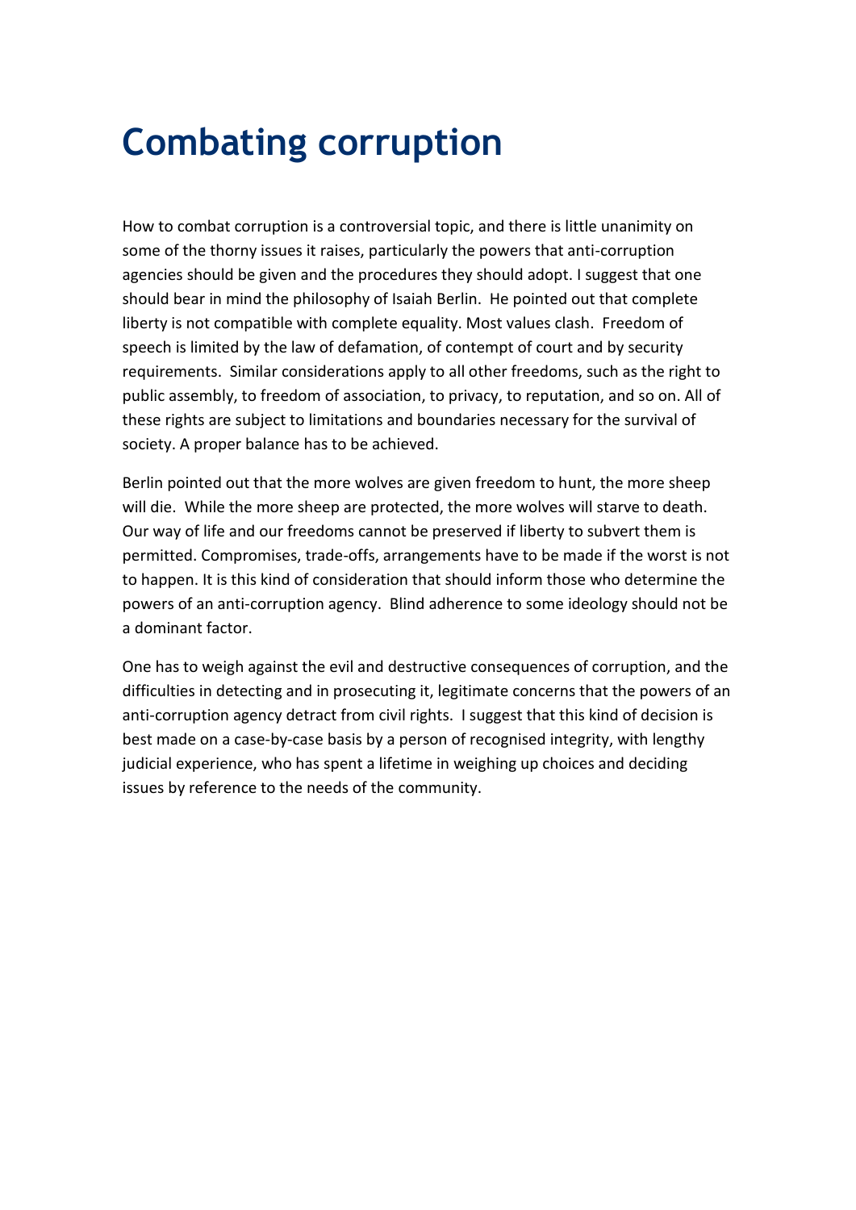# Combating corruption

How to combat corruption is a controversial topic, and there is little unanimity on some of the thorny issues it raises, particularly the powers that anti-corruption agencies should be given and the procedures they should adopt. I suggest that one should bear in mind the philosophy of Isaiah Berlin. He pointed out that complete liberty is not compatible with complete equality. Most values clash. Freedom of speech is limited by the law of defamation, of contempt of court and by security requirements. Similar considerations apply to all other freedoms, such as the right to public assembly, to freedom of association, to privacy, to reputation, and so on. All of these rights are subject to limitations and boundaries necessary for the survival of society. A proper balance has to be achieved.

Berlin pointed out that the more wolves are given freedom to hunt, the more sheep will die. While the more sheep are protected, the more wolves will starve to death. Our way of life and our freedoms cannot be preserved if liberty to subvert them is permitted. Compromises, trade-offs, arrangements have to be made if the worst is not to happen. It is this kind of consideration that should inform those who determine the powers of an anti-corruption agency. Blind adherence to some ideology should not be a dominant factor.

One has to weigh against the evil and destructive consequences of corruption, and the difficulties in detecting and in prosecuting it, legitimate concerns that the powers of an anti-corruption agency detract from civil rights. I suggest that this kind of decision is best made on a case-by-case basis by a person of recognised integrity, with lengthy judicial experience, who has spent a lifetime in weighing up choices and deciding issues by reference to the needs of the community.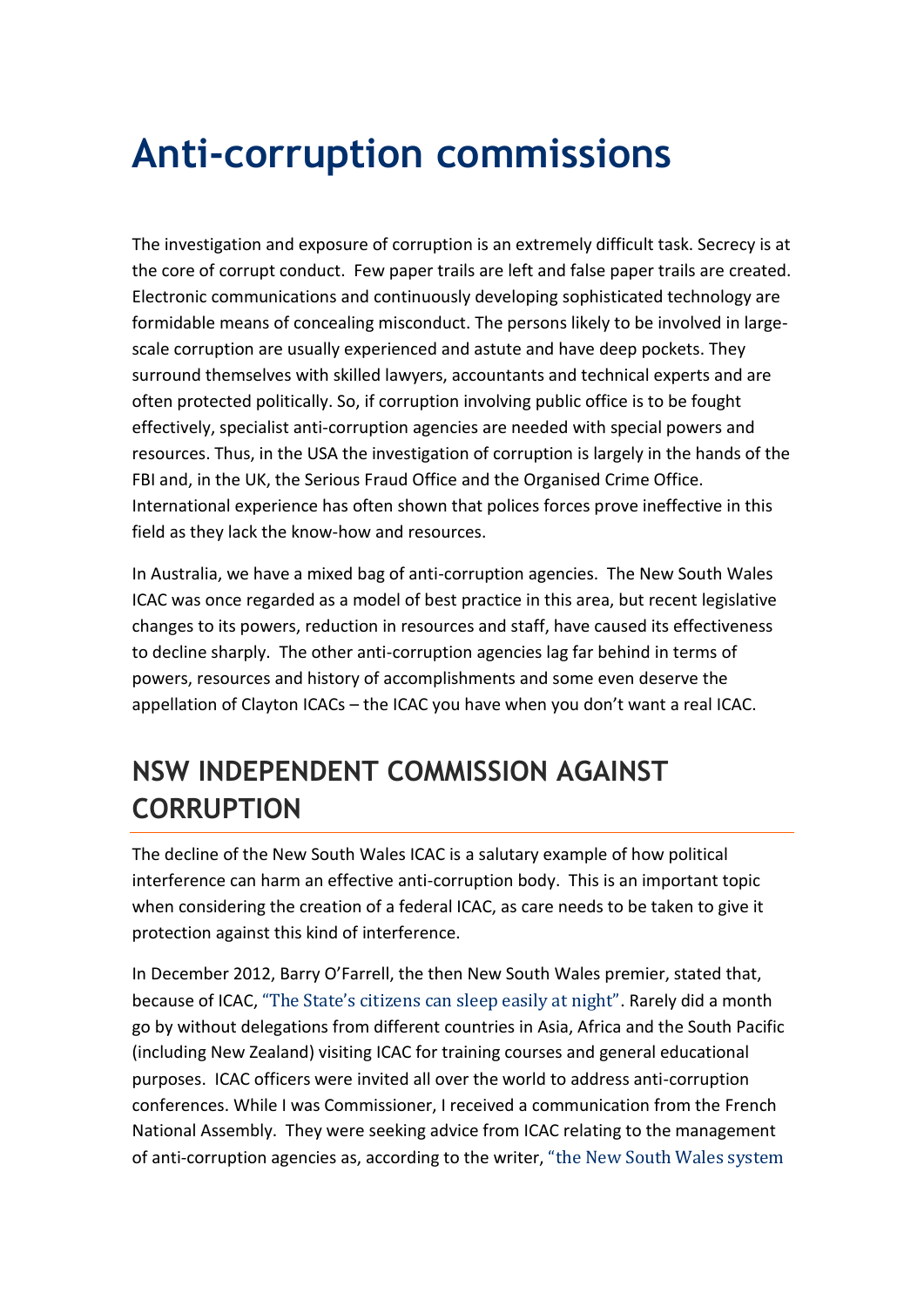# Anti-corruption commissions

The investigation and exposure of corruption is an extremely difficult task. Secrecy is at the core of corrupt conduct. Few paper trails are left and false paper trails are created. Electronic communications and continuously developing sophisticated technology are formidable means of concealing misconduct. The persons likely to be involved in large-scale corruption are usually experienced and astute and have deep pockets. They surround themselves with skilled lawyers, accountants and technical experts and are often protected politically. So, if corruption involving public office is to be fought effectively, specialist anti-corruption agencies are needed with special powers and resources. Thus, in the USA the investigation of corruption is largely in the hands of the FBI and, in the UK, the Serious Fraud Office and the Organised Crime Office. International experience has often shown that polices forces prove ineffective in this field as they lack the know-how and resources.

In Australia, we have a mixed bag of anti-corruption agencies. The New South Wales ICAC was once regarded as a model of best practice in this area, but recent legislative changes to its powers, reduction in resources and staff, have caused its effectiveness to decline sharply. The other anti-corruption agencies lag far behind in terms of powers, resources and history of accomplishments and some even deserve the appellation of Clayton ICACs – the ICAC you have when you don't want a real ICAC.

## NSW INDEPENDENT COMMISSION AGAINST CORRUPTION

The decline of the New South Wales ICAC is a salutary example of how political interference can harm an effective anti-corruption body. This is an important topic when considering the creation of a federal ICAC, as care needs to be taken to give it protection against this kind of interference.

In December 2012, Barry O'Farrell, the then New South Wales premier, stated that, because of ICAC, "The State's citizens can sleep easily at night". Rarely did a month go by without delegations from different countries in Asia, Africa and the South Pacific (including New Zealand) visiting ICAC for training courses and general educational purposes. ICAC officers were invited all over the world to address anti-corruption conferences. While I was Commissioner, I received a communication from the French National Assembly. They were seeking advice from ICAC relating to the management of anti-corruption agencies as, according to the writer, "the New South Wales system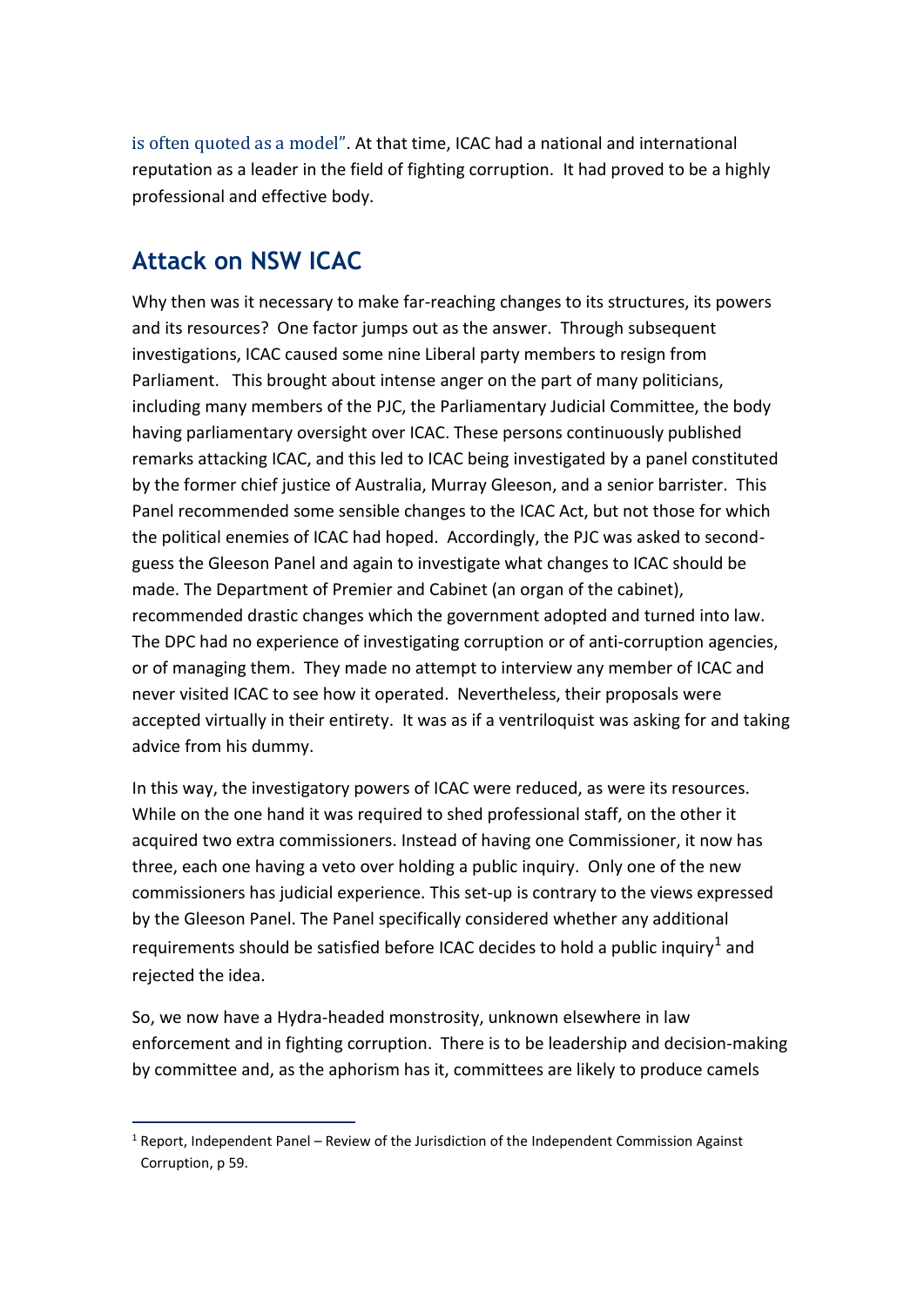is often quoted as a model". At that time, ICAC had a national and international reputation as a leader in the field of fighting corruption. It had proved to be a highly professional and effective body.

## Attack on NSW ICAC

Why then was it necessary to make far-reaching changes to its structures, its powers and its resources? One factor jumps out as the answer. Through subsequent investigations, ICAC caused some nine Liberal party members to resign from Parliament. This brought about intense anger on the part of many politicians, including many members of the PJC, the Parliamentary Judicial Committee, the body having parliamentary oversight over ICAC. These persons continuously published remarks attacking ICAC, and this led to ICAC being investigated by a panel constituted by the former chief justice of Australia, Murray Gleeson, and a senior barrister. This Panel recommended some sensible changes to the ICAC Act, but not those for which the political enemies of ICAC had hoped. Accordingly, the PJC was asked to second-guess the Gleeson Panel and again to investigate what changes to ICAC should be made. The Department of Premier and Cabinet (an organ of the cabinet), recommended drastic changes which the government adopted and turned into law. The DPC had no experience of investigating corruption or of anti-corruption agencies, or of managing them. They made no attempt to interview any member of ICAC and never visited ICAC to see how it operated. Nevertheless, their proposals were accepted virtually in their entirety. It was as if a ventriloquist was asking for and taking advice from his dummy.

In this way, the investigatory powers of ICAC were reduced, as were its resources. While on the one hand it was required to shed professional staff, on the other it acquired two extra commissioners. Instead of having one Commissioner, it now has three, each one having a veto over holding a public inquiry. Only one of the new commissioners has judicial experience. This set-up is contrary to the views expressed by the Gleeson Panel. The Panel specifically considered whether any additional requirements should be satisfied before ICAC decides to hold a public inquiry[1] and rejected the idea.

So, we now have a Hydra-headed monstrosity, unknown elsewhere in law enforcement and in fighting corruption. There is to be leadership and decision-making by committee and, as the aphorism has it, committees are likely to produce camels

---

[1] Report, Independent Panel – Review of the Jurisdiction of the Independent Commission Against Corruption, p 59.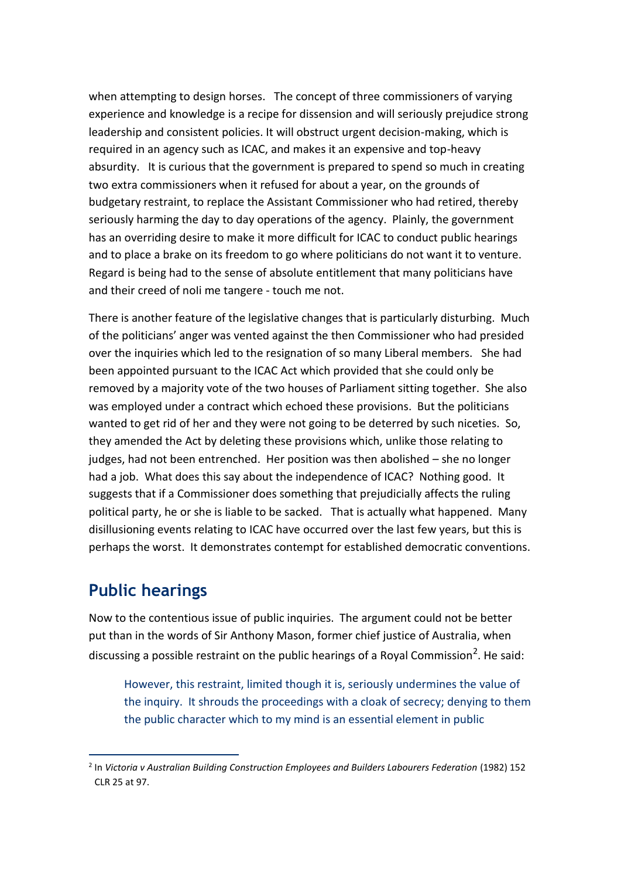when attempting to design horses. The concept of three commissioners of varying experience and knowledge is a recipe for dissension and will seriously prejudice strong leadership and consistent policies. It will obstruct urgent decision-making, which is required in an agency such as ICAC, and makes it an expensive and top-heavy absurdity. It is curious that the government is prepared to spend so much in creating two extra commissioners when it refused for about a year, on the grounds of budgetary restraint, to replace the Assistant Commissioner who had retired, thereby seriously harming the day to day operations of the agency. Plainly, the government has an overriding desire to make it more difficult for ICAC to conduct public hearings and to place a brake on its freedom to go where politicians do not want it to venture. Regard is being had to the sense of absolute entitlement that many politicians have and their creed of noli me tangere - touch me not.

There is another feature of the legislative changes that is particularly disturbing. Much of the politicians' anger was vented against the then Commissioner who had presided over the inquiries which led to the resignation of so many Liberal members. She had been appointed pursuant to the ICAC Act which provided that she could only be removed by a majority vote of the two houses of Parliament sitting together. She also was employed under a contract which echoed these provisions. But the politicians wanted to get rid of her and they were not going to be deterred by such niceties. So, they amended the Act by deleting these provisions which, unlike those relating to judges, had not been entrenched. Her position was then abolished – she no longer had a job. What does this say about the independence of ICAC? Nothing good. It suggests that if a Commissioner does something that prejudicially affects the ruling political party, he or she is liable to be sacked. That is actually what happened. Many disillusioning events relating to ICAC have occurred over the last few years, but this is perhaps the worst. It demonstrates contempt for established democratic conventions.

## Public hearings

Now to the contentious issue of public inquiries. The argument could not be better put than in the words of Sir Anthony Mason, former chief justice of Australia, when discussing a possible restraint on the public hearings of a Royal Commission[2]. He said:

> However, this restraint, limited though it is, seriously undermines the value of the inquiry. It shrouds the proceedings with a cloak of secrecy; denying to them the public character which to my mind is an essential element in public

[2] In *Victoria v Australian Building Construction Employees and Builders Labourers Federation* (1982) 152 CLR 25 at 97.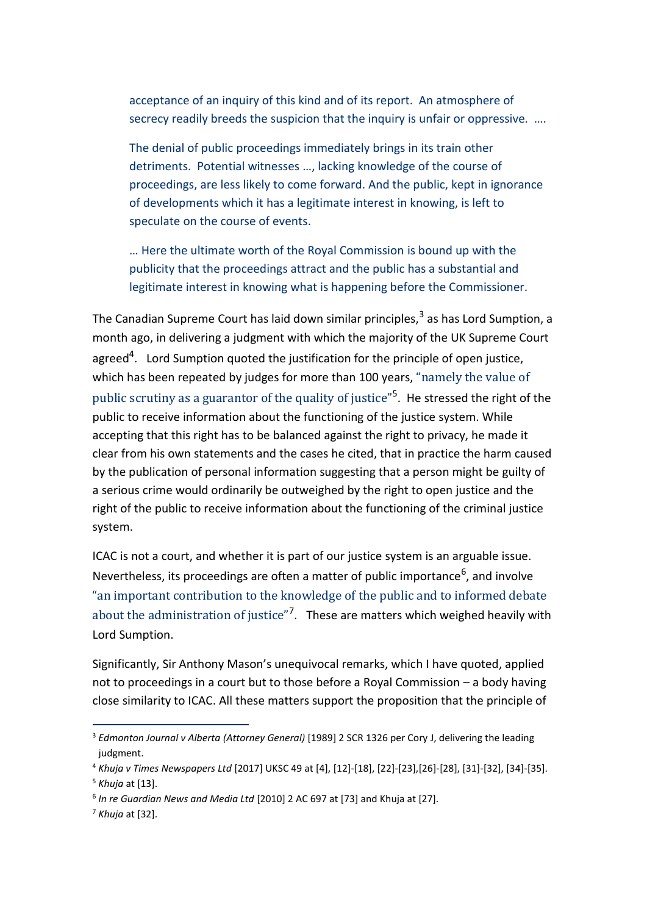> acceptance of an inquiry of this kind and of its report. An atmosphere of secrecy readily breeds the suspicion that the inquiry is unfair or oppressive. ….
>
> The denial of public proceedings immediately brings in its train other detriments. Potential witnesses …, lacking knowledge of the course of proceedings, are less likely to come forward. And the public, kept in ignorance of developments which it has a legitimate interest in knowing, is left to speculate on the course of events.
>
> … Here the ultimate worth of the Royal Commission is bound up with the publicity that the proceedings attract and the public has a substantial and legitimate interest in knowing what is happening before the Commissioner.

The Canadian Supreme Court has laid down similar principles,[3] as has Lord Sumption, a month ago, in delivering a judgment with which the majority of the UK Supreme Court agreed[4]. Lord Sumption quoted the justification for the principle of open justice, which has been repeated by judges for more than 100 years, "namely the value of public scrutiny as a guarantor of the quality of justice"[5]. He stressed the right of the public to receive information about the functioning of the justice system. While accepting that this right has to be balanced against the right to privacy, he made it clear from his own statements and the cases he cited, that in practice the harm caused by the publication of personal information suggesting that a person might be guilty of a serious crime would ordinarily be outweighed by the right to open justice and the right of the public to receive information about the functioning of the criminal justice system.

ICAC is not a court, and whether it is part of our justice system is an arguable issue. Nevertheless, its proceedings are often a matter of public importance[6], and involve "an important contribution to the knowledge of the public and to informed debate about the administration of justice"[7]. These are matters which weighed heavily with Lord Sumption.

Significantly, Sir Anthony Mason's unequivocal remarks, which I have quoted, applied not to proceedings in a court but to those before a Royal Commission – a body having close similarity to ICAC. All these matters support the proposition that the principle of

---

[3] *Edmonton Journal v Alberta (Attorney General)* [1989] 2 SCR 1326 per Cory J, delivering the leading judgment.

[4] *Khuja v Times Newspapers Ltd* [2017] UKSC 49 at [4], [12]-[18], [22]-[23],[26]-[28], [31]-[32], [34]-[35].

[5] *Khuja* at [13].

[6] *In re Guardian News and Media Ltd* [2010] 2 AC 697 at [73] and Khuja at [27].

[7] *Khuja* at [32].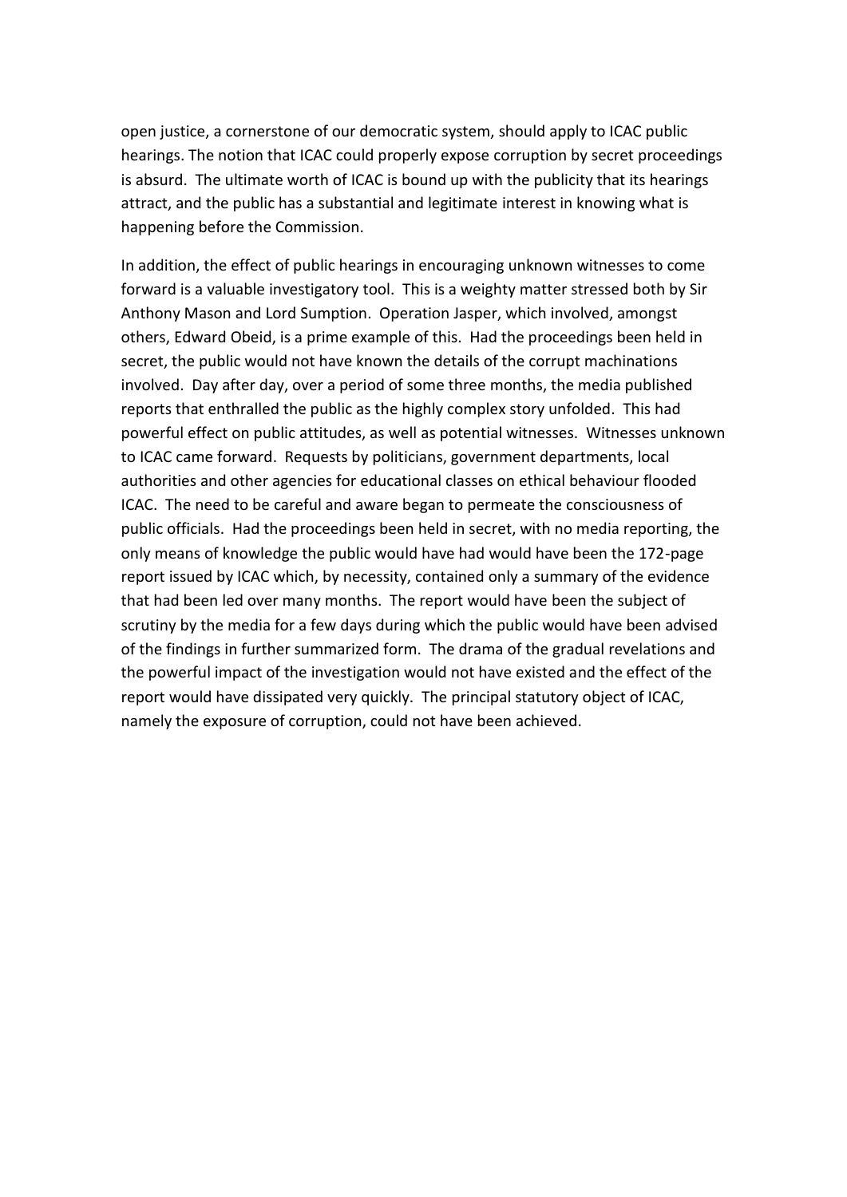open justice, a cornerstone of our democratic system, should apply to ICAC public hearings. The notion that ICAC could properly expose corruption by secret proceedings is absurd. The ultimate worth of ICAC is bound up with the publicity that its hearings attract, and the public has a substantial and legitimate interest in knowing what is happening before the Commission.

In addition, the effect of public hearings in encouraging unknown witnesses to come forward is a valuable investigatory tool. This is a weighty matter stressed both by Sir Anthony Mason and Lord Sumption. Operation Jasper, which involved, amongst others, Edward Obeid, is a prime example of this. Had the proceedings been held in secret, the public would not have known the details of the corrupt machinations involved. Day after day, over a period of some three months, the media published reports that enthralled the public as the highly complex story unfolded. This had powerful effect on public attitudes, as well as potential witnesses. Witnesses unknown to ICAC came forward. Requests by politicians, government departments, local authorities and other agencies for educational classes on ethical behaviour flooded ICAC. The need to be careful and aware began to permeate the consciousness of public officials. Had the proceedings been held in secret, with no media reporting, the only means of knowledge the public would have had would have been the 172-page report issued by ICAC which, by necessity, contained only a summary of the evidence that had been led over many months. The report would have been the subject of scrutiny by the media for a few days during which the public would have been advised of the findings in further summarized form. The drama of the gradual revelations and the powerful impact of the investigation would not have existed and the effect of the report would have dissipated very quickly. The principal statutory object of ICAC, namely the exposure of corruption, could not have been achieved.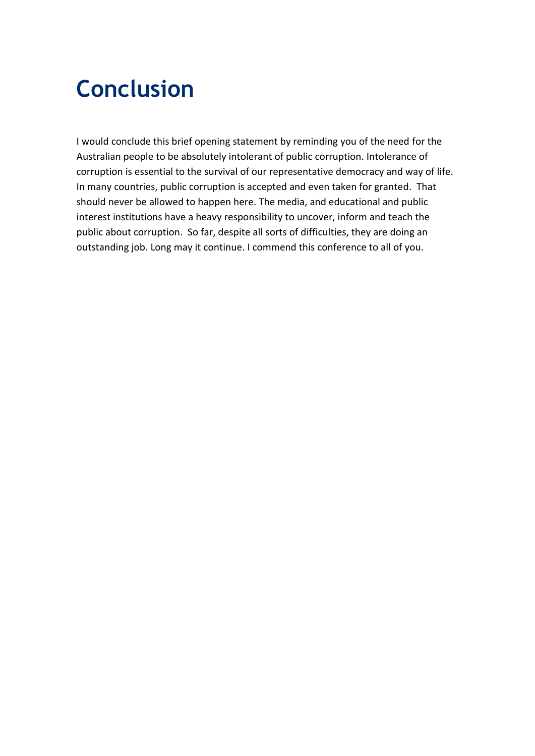# Conclusion

I would conclude this brief opening statement by reminding you of the need for the Australian people to be absolutely intolerant of public corruption. Intolerance of corruption is essential to the survival of our representative democracy and way of life. In many countries, public corruption is accepted and even taken for granted. That should never be allowed to happen here. The media, and educational and public interest institutions have a heavy responsibility to uncover, inform and teach the public about corruption. So far, despite all sorts of difficulties, they are doing an outstanding job. Long may it continue. I commend this conference to all of you.